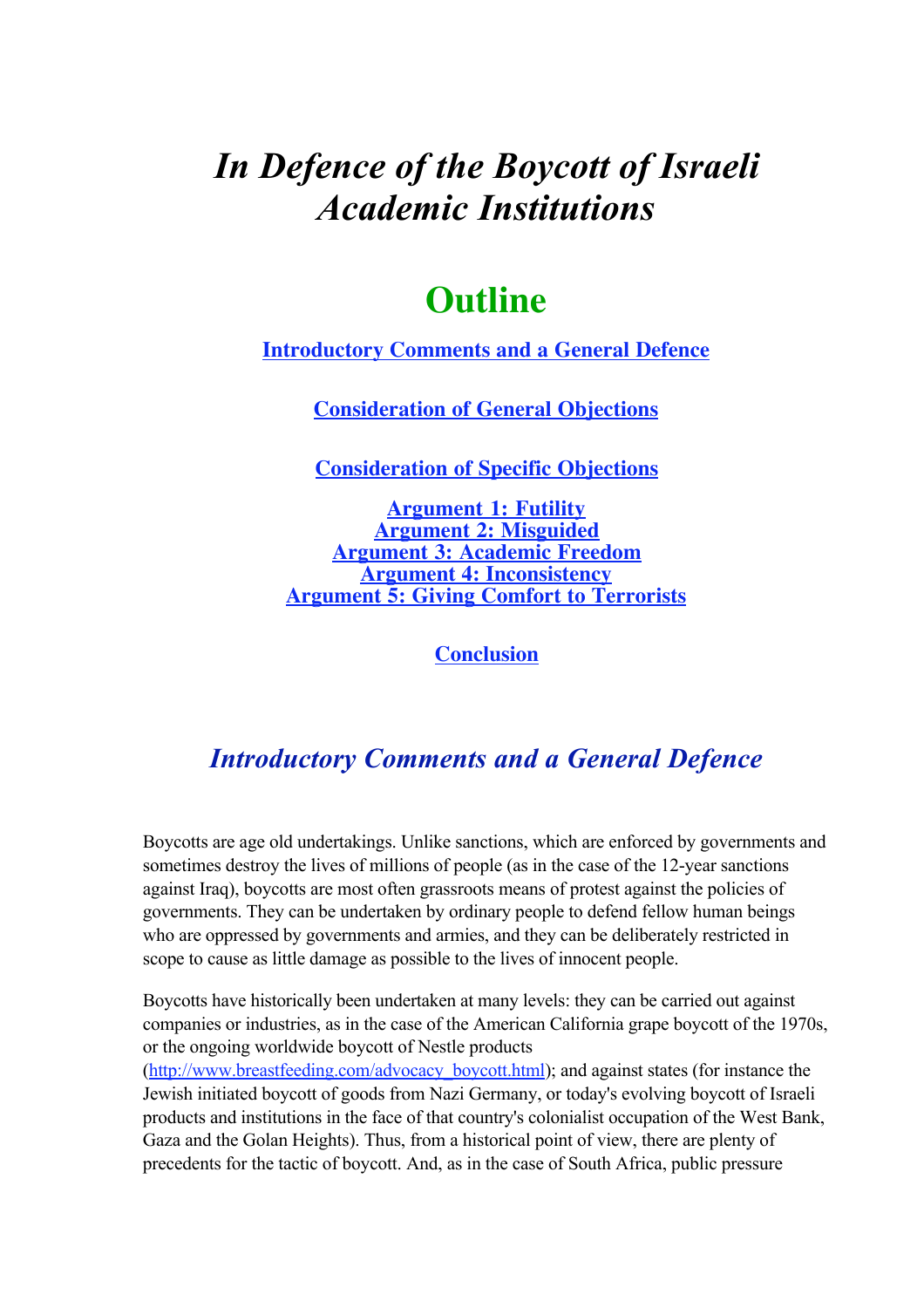# *In Defence of the Boycott of Israeli Academic Institutions*

## Outline

**Introductory Comments and a General Defence**

**Consideration of General Objections**

**Consideration of Specific Objections**

**Argument 1: Futility**
**Argument 2: Misguided**
**Argument 3: Academic Freedom**
**Argument 4: Inconsistency**
**Argument 5: Giving Comfort to Terrorists**

**Conclusion**

## *Introductory Comments and a General Defence*

Boycotts are age old undertakings. Unlike sanctions, which are enforced by governments and sometimes destroy the lives of millions of people (as in the case of the 12-year sanctions against Iraq), boycotts are most often grassroots means of protest against the policies of governments. They can be undertaken by ordinary people to defend fellow human beings who are oppressed by governments and armies, and they can be deliberately restricted in scope to cause as little damage as possible to the lives of innocent people.

Boycotts have historically been undertaken at many levels: they can be carried out against companies or industries, as in the case of the American California grape boycott of the 1970s, or the ongoing worldwide boycott of Nestle products (http://www.breastfeeding.com/advocacy_boycott.html); and against states (for instance the Jewish initiated boycott of goods from Nazi Germany, or today's evolving boycott of Israeli products and institutions in the face of that country's colonialist occupation of the West Bank, Gaza and the Golan Heights). Thus, from a historical point of view, there are plenty of precedents for the tactic of boycott. And, as in the case of South Africa, public pressure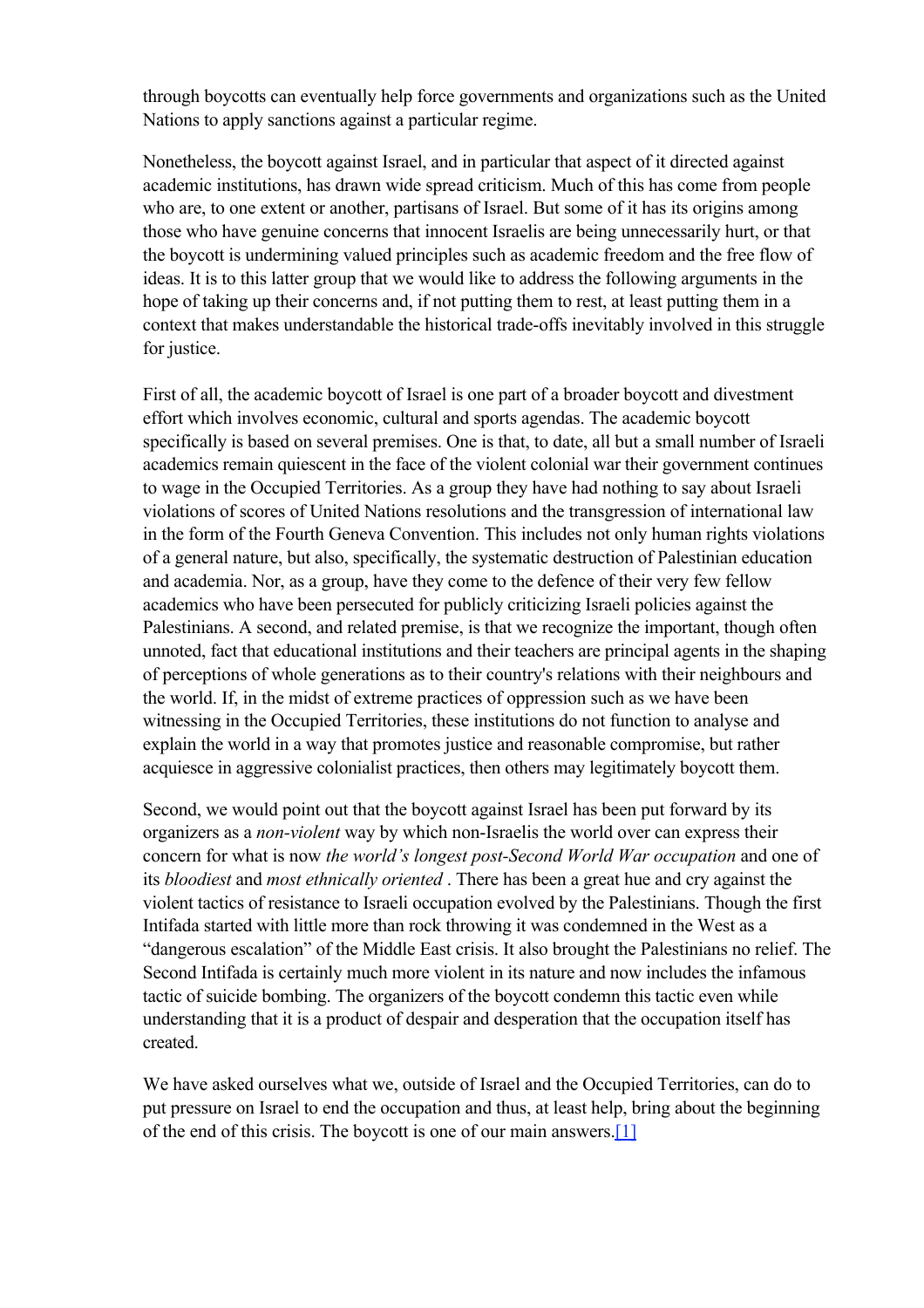through boycotts can eventually help force governments and organizations such as the United Nations to apply sanctions against a particular regime.

Nonetheless, the boycott against Israel, and in particular that aspect of it directed against academic institutions, has drawn wide spread criticism. Much of this has come from people who are, to one extent or another, partisans of Israel. But some of it has its origins among those who have genuine concerns that innocent Israelis are being unnecessarily hurt, or that the boycott is undermining valued principles such as academic freedom and the free flow of ideas. It is to this latter group that we would like to address the following arguments in the hope of taking up their concerns and, if not putting them to rest, at least putting them in a context that makes understandable the historical trade-offs inevitably involved in this struggle for justice.

First of all, the academic boycott of Israel is one part of a broader boycott and divestment effort which involves economic, cultural and sports agendas. The academic boycott specifically is based on several premises. One is that, to date, all but a small number of Israeli academics remain quiescent in the face of the violent colonial war their government continues to wage in the Occupied Territories. As a group they have had nothing to say about Israeli violations of scores of United Nations resolutions and the transgression of international law in the form of the Fourth Geneva Convention. This includes not only human rights violations of a general nature, but also, specifically, the systematic destruction of Palestinian education and academia. Nor, as a group, have they come to the defence of their very few fellow academics who have been persecuted for publicly criticizing Israeli policies against the Palestinians. A second, and related premise, is that we recognize the important, though often unnoted, fact that educational institutions and their teachers are principal agents in the shaping of perceptions of whole generations as to their country's relations with their neighbours and the world. If, in the midst of extreme practices of oppression such as we have been witnessing in the Occupied Territories, these institutions do not function to analyse and explain the world in a way that promotes justice and reasonable compromise, but rather acquiesce in aggressive colonialist practices, then others may legitimately boycott them.

Second, we would point out that the boycott against Israel has been put forward by its organizers as a *non-violent* way by which non-Israelis the world over can express their concern for what is now *the world's longest post-Second World War occupation* and one of its *bloodiest* and *most ethnically oriented* . There has been a great hue and cry against the violent tactics of resistance to Israeli occupation evolved by the Palestinians. Though the first Intifada started with little more than rock throwing it was condemned in the West as a "dangerous escalation" of the Middle East crisis. It also brought the Palestinians no relief. The Second Intifada is certainly much more violent in its nature and now includes the infamous tactic of suicide bombing. The organizers of the boycott condemn this tactic even while understanding that it is a product of despair and desperation that the occupation itself has created.

We have asked ourselves what we, outside of Israel and the Occupied Territories, can do to put pressure on Israel to end the occupation and thus, at least help, bring about the beginning of the end of this crisis. The boycott is one of our main answers.[1]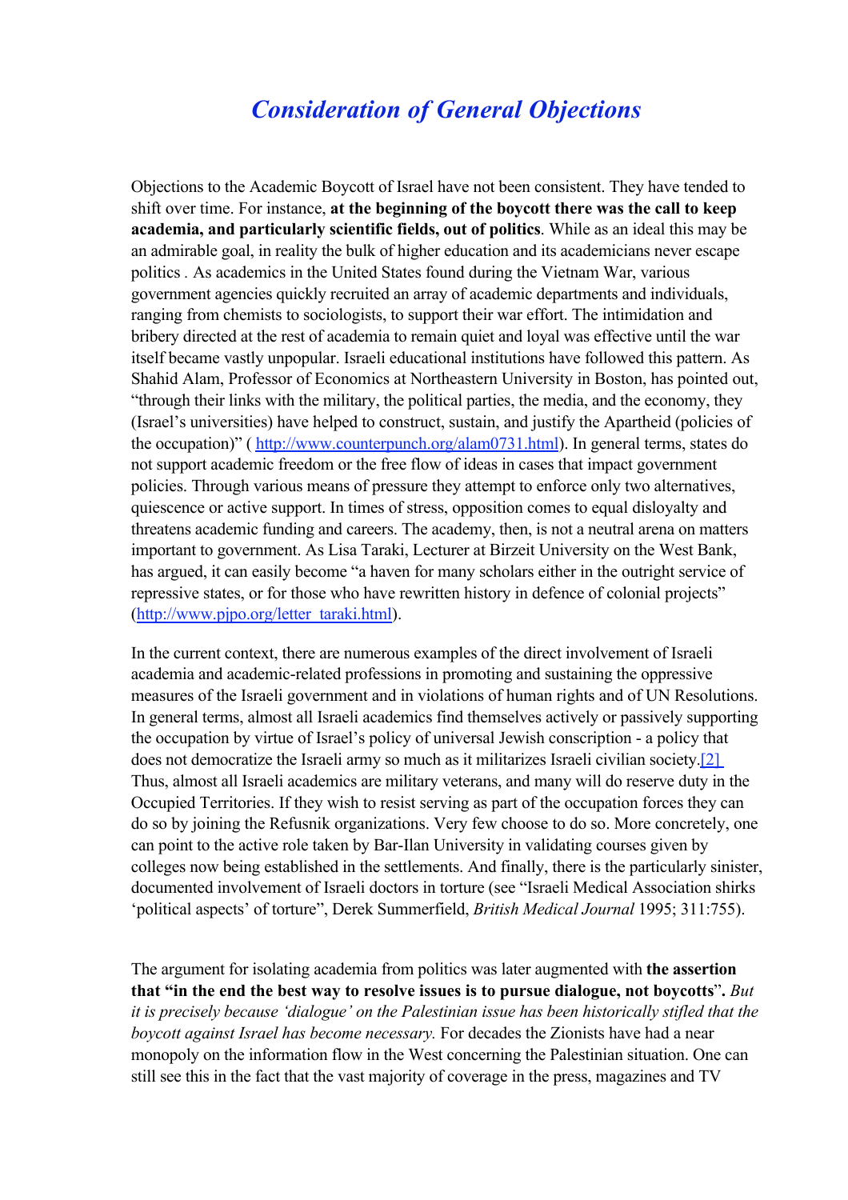# *Consideration of General Objections*

Objections to the Academic Boycott of Israel have not been consistent. They have tended to shift over time. For instance, **at the beginning of the boycott there was the call to keep academia, and particularly scientific fields, out of politics**. While as an ideal this may be an admirable goal, in reality the bulk of higher education and its academicians never escape politics . As academics in the United States found during the Vietnam War, various government agencies quickly recruited an array of academic departments and individuals, ranging from chemists to sociologists, to support their war effort. The intimidation and bribery directed at the rest of academia to remain quiet and loyal was effective until the war itself became vastly unpopular. Israeli educational institutions have followed this pattern. As Shahid Alam, Professor of Economics at Northeastern University in Boston, has pointed out, "through their links with the military, the political parties, the media, and the economy, they (Israel's universities) have helped to construct, sustain, and justify the Apartheid (policies of the occupation)" ( http://www.counterpunch.org/alam0731.html). In general terms, states do not support academic freedom or the free flow of ideas in cases that impact government policies. Through various means of pressure they attempt to enforce only two alternatives, quiescence or active support. In times of stress, opposition comes to equal disloyalty and threatens academic funding and careers. The academy, then, is not a neutral arena on matters important to government. As Lisa Taraki, Lecturer at Birzeit University on the West Bank, has argued, it can easily become "a haven for many scholars either in the outright service of repressive states, or for those who have rewritten history in defence of colonial projects" (http://www.pjpo.org/letter_taraki.html).

In the current context, there are numerous examples of the direct involvement of Israeli academia and academic-related professions in promoting and sustaining the oppressive measures of the Israeli government and in violations of human rights and of UN Resolutions. In general terms, almost all Israeli academics find themselves actively or passively supporting the occupation by virtue of Israel's policy of universal Jewish conscription - a policy that does not democratize the Israeli army so much as it militarizes Israeli civilian society.[2] Thus, almost all Israeli academics are military veterans, and many will do reserve duty in the Occupied Territories. If they wish to resist serving as part of the occupation forces they can do so by joining the Refusnik organizations. Very few choose to do so. More concretely, one can point to the active role taken by Bar-Ilan University in validating courses given by colleges now being established in the settlements. And finally, there is the particularly sinister, documented involvement of Israeli doctors in torture (see "Israeli Medical Association shirks 'political aspects' of torture", Derek Summerfield, *British Medical Journal* 1995; 311:755).

The argument for isolating academia from politics was later augmented with **the assertion that "in the end the best way to resolve issues is to pursue dialogue, not boycotts"**. *But it is precisely because 'dialogue' on the Palestinian issue has been historically stifled that the boycott against Israel has become necessary.* For decades the Zionists have had a near monopoly on the information flow in the West concerning the Palestinian situation. One can still see this in the fact that the vast majority of coverage in the press, magazines and TV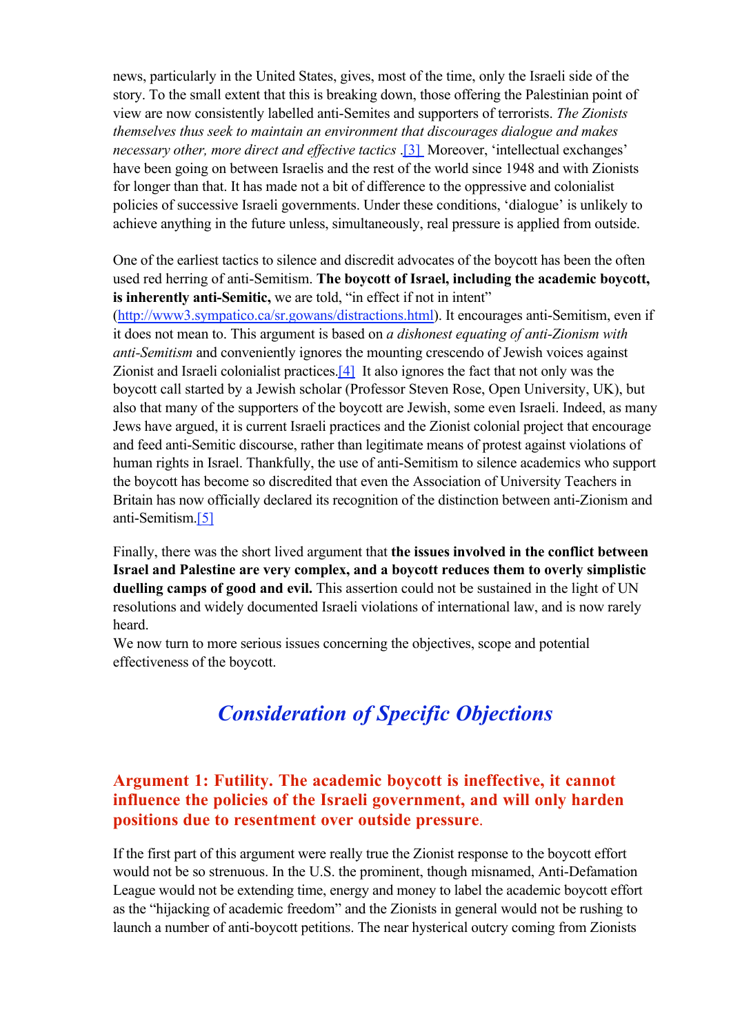news, particularly in the United States, gives, most of the time, only the Israeli side of the story. To the small extent that this is breaking down, those offering the Palestinian point of view are now consistently labelled anti-Semites and supporters of terrorists. *The Zionists themselves thus seek to maintain an environment that discourages dialogue and makes necessary other, more direct and effective tactics* .[3] Moreover, 'intellectual exchanges' have been going on between Israelis and the rest of the world since 1948 and with Zionists for longer than that. It has made not a bit of difference to the oppressive and colonialist policies of successive Israeli governments. Under these conditions, 'dialogue' is unlikely to achieve anything in the future unless, simultaneously, real pressure is applied from outside.

One of the earliest tactics to silence and discredit advocates of the boycott has been the often used red herring of anti-Semitism. **The boycott of Israel, including the academic boycott, is inherently anti-Semitic,** we are told, "in effect if not in intent" (http://www3.sympatico.ca/sr.gowans/distractions.html). It encourages anti-Semitism, even if it does not mean to. This argument is based on *a dishonest equating of anti-Zionism with anti-Semitism* and conveniently ignores the mounting crescendo of Jewish voices against Zionist and Israeli colonialist practices.[4] It also ignores the fact that not only was the boycott call started by a Jewish scholar (Professor Steven Rose, Open University, UK), but also that many of the supporters of the boycott are Jewish, some even Israeli. Indeed, as many Jews have argued, it is current Israeli practices and the Zionist colonial project that encourage and feed anti-Semitic discourse, rather than legitimate means of protest against violations of human rights in Israel. Thankfully, the use of anti-Semitism to silence academics who support the boycott has become so discredited that even the Association of University Teachers in Britain has now officially declared its recognition of the distinction between anti-Zionism and anti-Semitism.[5]

Finally, there was the short lived argument that **the issues involved in the conflict between Israel and Palestine are very complex, and a boycott reduces them to overly simplistic duelling camps of good and evil.** This assertion could not be sustained in the light of UN resolutions and widely documented Israeli violations of international law, and is now rarely heard.

We now turn to more serious issues concerning the objectives, scope and potential effectiveness of the boycott.

## *Consideration of Specific Objections*

### Argument 1: Futility. The academic boycott is ineffective, it cannot influence the policies of the Israeli government, and will only harden positions due to resentment over outside pressure.

If the first part of this argument were really true the Zionist response to the boycott effort would not be so strenuous. In the U.S. the prominent, though misnamed, Anti-Defamation League would not be extending time, energy and money to label the academic boycott effort as the "hijacking of academic freedom" and the Zionists in general would not be rushing to launch a number of anti-boycott petitions. The near hysterical outcry coming from Zionists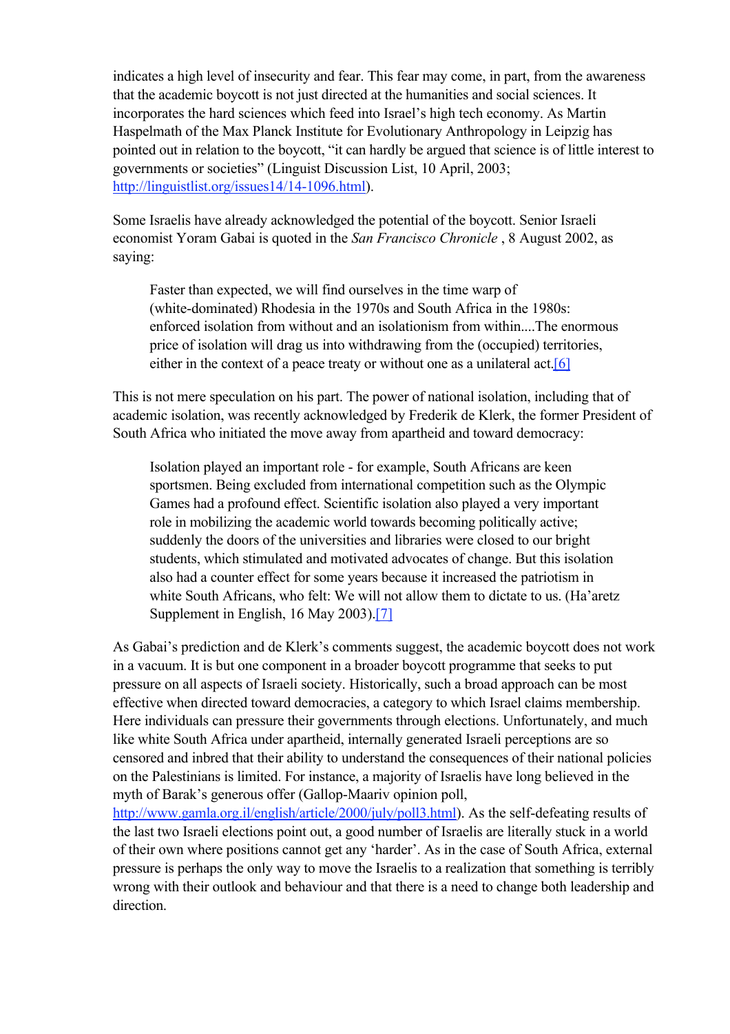indicates a high level of insecurity and fear. This fear may come, in part, from the awareness that the academic boycott is not just directed at the humanities and social sciences. It incorporates the hard sciences which feed into Israel's high tech economy. As Martin Haspelmath of the Max Planck Institute for Evolutionary Anthropology in Leipzig has pointed out in relation to the boycott, "it can hardly be argued that science is of little interest to governments or societies" (Linguist Discussion List, 10 April, 2003; http://linguistlist.org/issues14/14-1096.html).

Some Israelis have already acknowledged the potential of the boycott. Senior Israeli economist Yoram Gabai is quoted in the *San Francisco Chronicle* , 8 August 2002, as saying:

> Faster than expected, we will find ourselves in the time warp of (white-dominated) Rhodesia in the 1970s and South Africa in the 1980s: enforced isolation from without and an isolationism from within....The enormous price of isolation will drag us into withdrawing from the (occupied) territories, either in the context of a peace treaty or without one as a unilateral act.[6]

This is not mere speculation on his part. The power of national isolation, including that of academic isolation, was recently acknowledged by Frederik de Klerk, the former President of South Africa who initiated the move away from apartheid and toward democracy:

> Isolation played an important role - for example, South Africans are keen sportsmen. Being excluded from international competition such as the Olympic Games had a profound effect. Scientific isolation also played a very important role in mobilizing the academic world towards becoming politically active; suddenly the doors of the universities and libraries were closed to our bright students, which stimulated and motivated advocates of change. But this isolation also had a counter effect for some years because it increased the patriotism in white South Africans, who felt: We will not allow them to dictate to us. (Ha'aretz Supplement in English, 16 May 2003).[7]

As Gabai's prediction and de Klerk's comments suggest, the academic boycott does not work in a vacuum. It is but one component in a broader boycott programme that seeks to put pressure on all aspects of Israeli society. Historically, such a broad approach can be most effective when directed toward democracies, a category to which Israel claims membership. Here individuals can pressure their governments through elections. Unfortunately, and much like white South Africa under apartheid, internally generated Israeli perceptions are so censored and inbred that their ability to understand the consequences of their national policies on the Palestinians is limited. For instance, a majority of Israelis have long believed in the myth of Barak's generous offer (Gallop-Maariv opinion poll, http://www.gamla.org.il/english/article/2000/july/poll3.html). As the self-defeating results of the last two Israeli elections point out, a good number of Israelis are literally stuck in a world of their own where positions cannot get any 'harder'. As in the case of South Africa, external pressure is perhaps the only way to move the Israelis to a realization that something is terribly wrong with their outlook and behaviour and that there is a need to change both leadership and direction.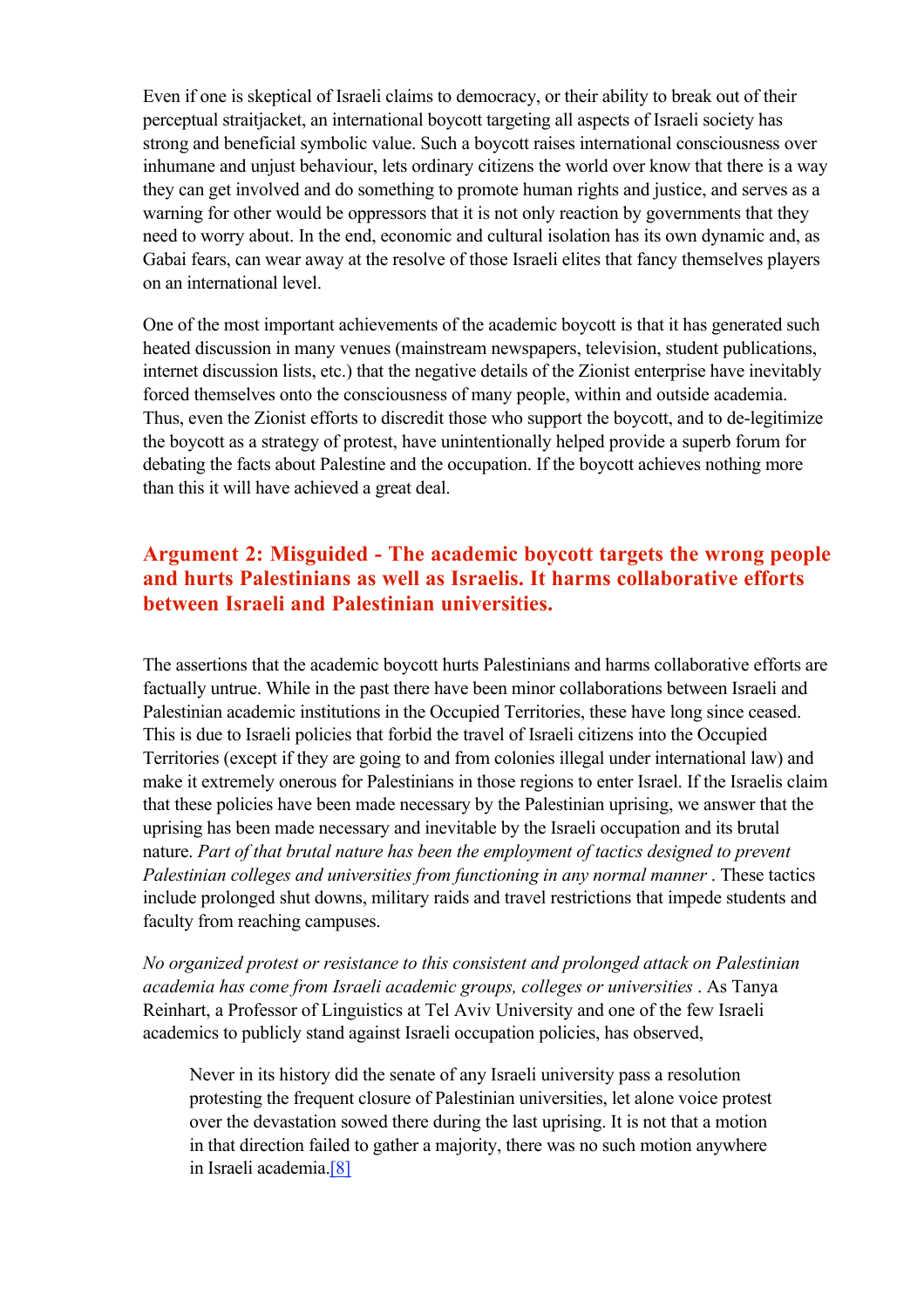Even if one is skeptical of Israeli claims to democracy, or their ability to break out of their perceptual straitjacket, an international boycott targeting all aspects of Israeli society has strong and beneficial symbolic value. Such a boycott raises international consciousness over inhumane and unjust behaviour, lets ordinary citizens the world over know that there is a way they can get involved and do something to promote human rights and justice, and serves as a warning for other would be oppressors that it is not only reaction by governments that they need to worry about. In the end, economic and cultural isolation has its own dynamic and, as Gabai fears, can wear away at the resolve of those Israeli elites that fancy themselves players on an international level.

One of the most important achievements of the academic boycott is that it has generated such heated discussion in many venues (mainstream newspapers, television, student publications, internet discussion lists, etc.) that the negative details of the Zionist enterprise have inevitably forced themselves onto the consciousness of many people, within and outside academia. Thus, even the Zionist efforts to discredit those who support the boycott, and to de-legitimize the boycott as a strategy of protest, have unintentionally helped provide a superb forum for debating the facts about Palestine and the occupation. If the boycott achieves nothing more than this it will have achieved a great deal.

### Argument 2: Misguided - The academic boycott targets the wrong people and hurts Palestinians as well as Israelis. It harms collaborative efforts between Israeli and Palestinian universities.

The assertions that the academic boycott hurts Palestinians and harms collaborative efforts are factually untrue. While in the past there have been minor collaborations between Israeli and Palestinian academic institutions in the Occupied Territories, these have long since ceased. This is due to Israeli policies that forbid the travel of Israeli citizens into the Occupied Territories (except if they are going to and from colonies illegal under international law) and make it extremely onerous for Palestinians in those regions to enter Israel. If the Israelis claim that these policies have been made necessary by the Palestinian uprising, we answer that the uprising has been made necessary and inevitable by the Israeli occupation and its brutal nature. *Part of that brutal nature has been the employment of tactics designed to prevent Palestinian colleges and universities from functioning in any normal manner* . These tactics include prolonged shut downs, military raids and travel restrictions that impede students and faculty from reaching campuses.

*No organized protest or resistance to this consistent and prolonged attack on Palestinian academia has come from Israeli academic groups, colleges or universities* . As Tanya Reinhart, a Professor of Linguistics at Tel Aviv University and one of the few Israeli academics to publicly stand against Israeli occupation policies, has observed,

> Never in its history did the senate of any Israeli university pass a resolution protesting the frequent closure of Palestinian universities, let alone voice protest over the devastation sowed there during the last uprising. It is not that a motion in that direction failed to gather a majority, there was no such motion anywhere in Israeli academia.[8]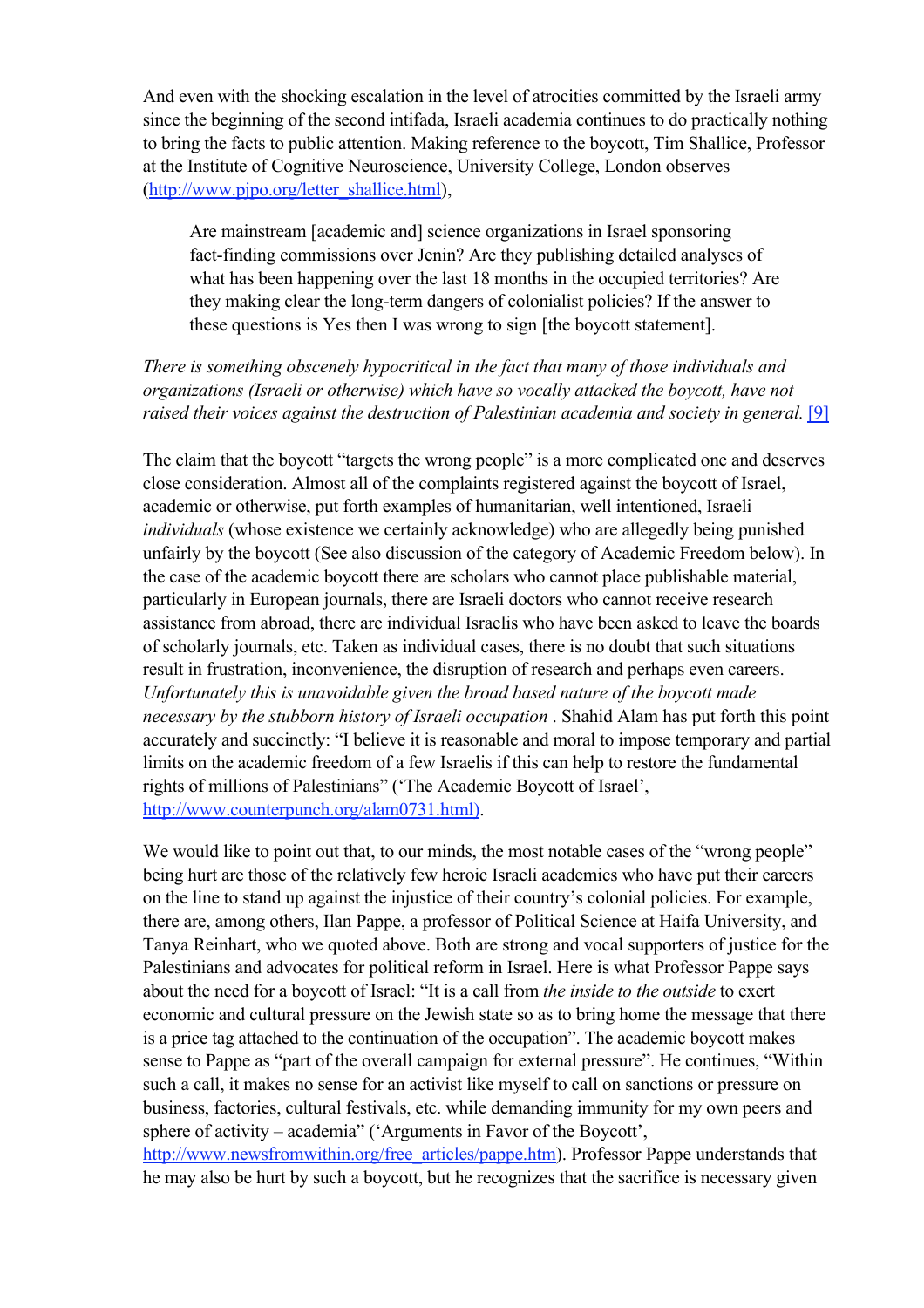And even with the shocking escalation in the level of atrocities committed by the Israeli army since the beginning of the second intifada, Israeli academia continues to do practically nothing to bring the facts to public attention. Making reference to the boycott, Tim Shallice, Professor at the Institute of Cognitive Neuroscience, University College, London observes (http://www.pjpo.org/letter_shallice.html),

> Are mainstream [academic and] science organizations in Israel sponsoring fact-finding commissions over Jenin? Are they publishing detailed analyses of what has been happening over the last 18 months in the occupied territories? Are they making clear the long-term dangers of colonialist policies? If the answer to these questions is Yes then I was wrong to sign [the boycott statement].

*There is something obscenely hypocritical in the fact that many of those individuals and organizations (Israeli or otherwise) which have so vocally attacked the boycott, have not raised their voices against the destruction of Palestinian academia and society in general.* [9]

The claim that the boycott "targets the wrong people" is a more complicated one and deserves close consideration. Almost all of the complaints registered against the boycott of Israel, academic or otherwise, put forth examples of humanitarian, well intentioned, Israeli *individuals* (whose existence we certainly acknowledge) who are allegedly being punished unfairly by the boycott (See also discussion of the category of Academic Freedom below). In the case of the academic boycott there are scholars who cannot place publishable material, particularly in European journals, there are Israeli doctors who cannot receive research assistance from abroad, there are individual Israelis who have been asked to leave the boards of scholarly journals, etc. Taken as individual cases, there is no doubt that such situations result in frustration, inconvenience, the disruption of research and perhaps even careers. *Unfortunately this is unavoidable given the broad based nature of the boycott made necessary by the stubborn history of Israeli occupation* . Shahid Alam has put forth this point accurately and succinctly: "I believe it is reasonable and moral to impose temporary and partial limits on the academic freedom of a few Israelis if this can help to restore the fundamental rights of millions of Palestinians" ('The Academic Boycott of Israel', http://www.counterpunch.org/alam0731.html).

We would like to point out that, to our minds, the most notable cases of the "wrong people" being hurt are those of the relatively few heroic Israeli academics who have put their careers on the line to stand up against the injustice of their country's colonial policies. For example, there are, among others, Ilan Pappe, a professor of Political Science at Haifa University, and Tanya Reinhart, who we quoted above. Both are strong and vocal supporters of justice for the Palestinians and advocates for political reform in Israel. Here is what Professor Pappe says about the need for a boycott of Israel: "It is a call from *the inside to the outside* to exert economic and cultural pressure on the Jewish state so as to bring home the message that there is a price tag attached to the continuation of the occupation". The academic boycott makes sense to Pappe as "part of the overall campaign for external pressure". He continues, "Within such a call, it makes no sense for an activist like myself to call on sanctions or pressure on business, factories, cultural festivals, etc. while demanding immunity for my own peers and sphere of activity – academia" ('Arguments in Favor of the Boycott', http://www.newsfromwithin.org/free_articles/pappe.htm). Professor Pappe understands that he may also be hurt by such a boycott, but he recognizes that the sacrifice is necessary given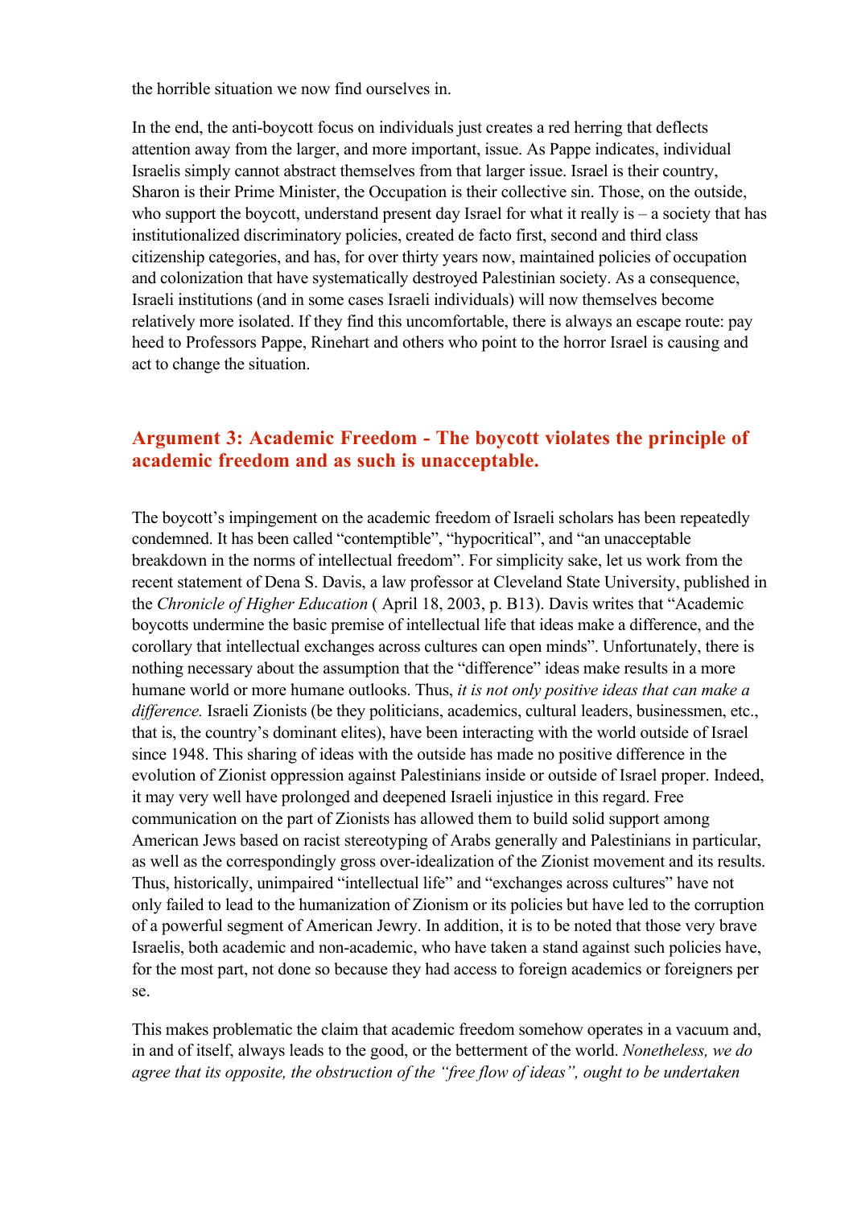the horrible situation we now find ourselves in.

In the end, the anti-boycott focus on individuals just creates a red herring that deflects attention away from the larger, and more important, issue. As Pappe indicates, individual Israelis simply cannot abstract themselves from that larger issue. Israel is their country, Sharon is their Prime Minister, the Occupation is their collective sin. Those, on the outside, who support the boycott, understand present day Israel for what it really is – a society that has institutionalized discriminatory policies, created de facto first, second and third class citizenship categories, and has, for over thirty years now, maintained policies of occupation and colonization that have systematically destroyed Palestinian society. As a consequence, Israeli institutions (and in some cases Israeli individuals) will now themselves become relatively more isolated. If they find this uncomfortable, there is always an escape route: pay heed to Professors Pappe, Rinehart and others who point to the horror Israel is causing and act to change the situation.

## Argument 3: Academic Freedom - The boycott violates the principle of academic freedom and as such is unacceptable.

The boycott's impingement on the academic freedom of Israeli scholars has been repeatedly condemned. It has been called "contemptible", "hypocritical", and "an unacceptable breakdown in the norms of intellectual freedom". For simplicity sake, let us work from the recent statement of Dena S. Davis, a law professor at Cleveland State University, published in the *Chronicle of Higher Education* ( April 18, 2003, p. B13). Davis writes that "Academic boycotts undermine the basic premise of intellectual life that ideas make a difference, and the corollary that intellectual exchanges across cultures can open minds". Unfortunately, there is nothing necessary about the assumption that the "difference" ideas make results in a more humane world or more humane outlooks. Thus, *it is not only positive ideas that can make a difference.* Israeli Zionists (be they politicians, academics, cultural leaders, businessmen, etc., that is, the country's dominant elites), have been interacting with the world outside of Israel since 1948. This sharing of ideas with the outside has made no positive difference in the evolution of Zionist oppression against Palestinians inside or outside of Israel proper. Indeed, it may very well have prolonged and deepened Israeli injustice in this regard. Free communication on the part of Zionists has allowed them to build solid support among American Jews based on racist stereotyping of Arabs generally and Palestinians in particular, as well as the correspondingly gross over-idealization of the Zionist movement and its results. Thus, historically, unimpaired "intellectual life" and "exchanges across cultures" have not only failed to lead to the humanization of Zionism or its policies but have led to the corruption of a powerful segment of American Jewry. In addition, it is to be noted that those very brave Israelis, both academic and non-academic, who have taken a stand against such policies have, for the most part, not done so because they had access to foreign academics or foreigners per se.

This makes problematic the claim that academic freedom somehow operates in a vacuum and, in and of itself, always leads to the good, or the betterment of the world. *Nonetheless, we do agree that its opposite, the obstruction of the "free flow of ideas", ought to be undertaken*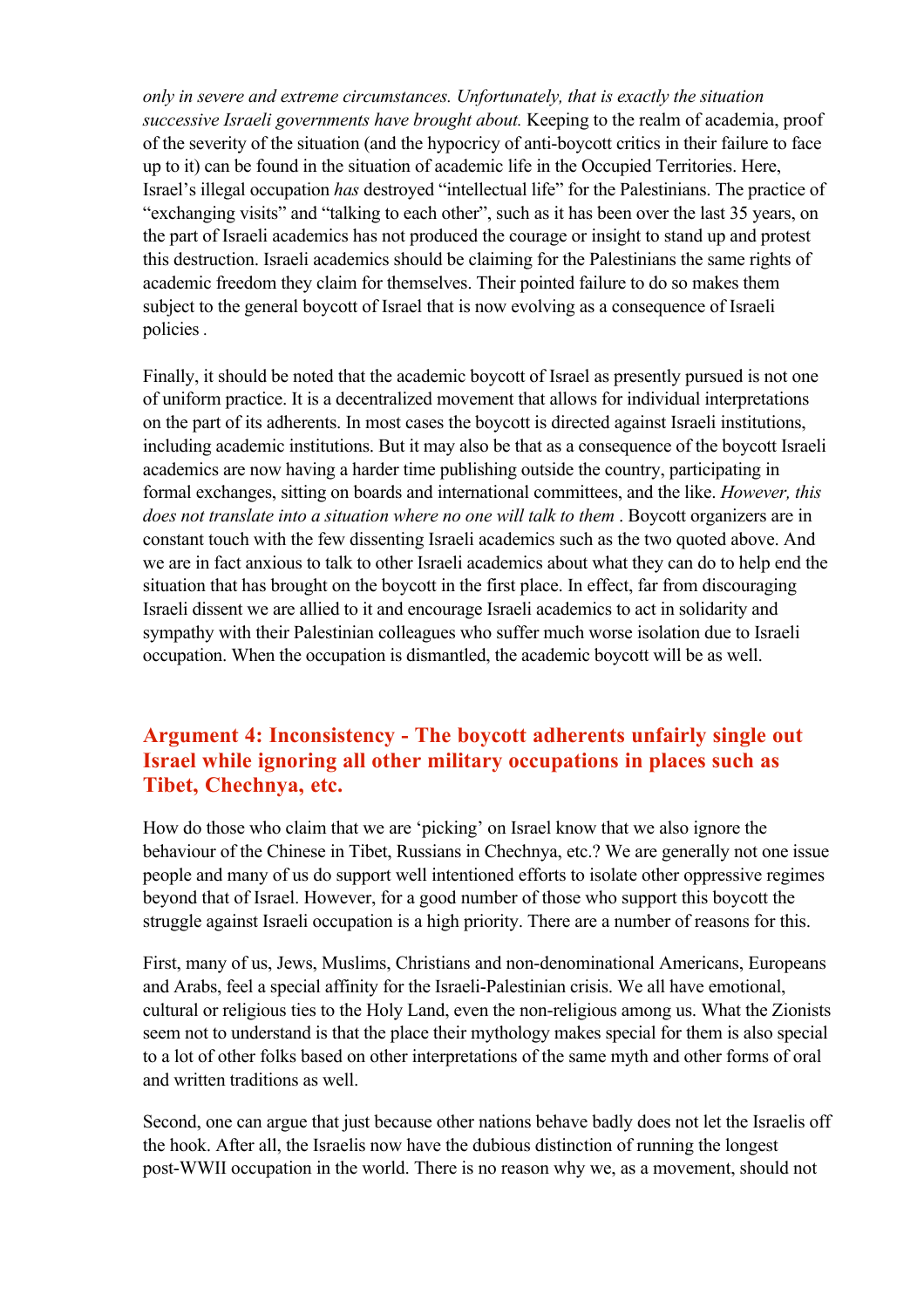*only in severe and extreme circumstances. Unfortunately, that is exactly the situation successive Israeli governments have brought about.* Keeping to the realm of academia, proof of the severity of the situation (and the hypocricy of anti-boycott critics in their failure to face up to it) can be found in the situation of academic life in the Occupied Territories. Here, Israel's illegal occupation *has* destroyed "intellectual life" for the Palestinians. The practice of "exchanging visits" and "talking to each other", such as it has been over the last 35 years, on the part of Israeli academics has not produced the courage or insight to stand up and protest this destruction. Israeli academics should be claiming for the Palestinians the same rights of academic freedom they claim for themselves. Their pointed failure to do so makes them subject to the general boycott of Israel that is now evolving as a consequence of Israeli policies .

Finally, it should be noted that the academic boycott of Israel as presently pursued is not one of uniform practice. It is a decentralized movement that allows for individual interpretations on the part of its adherents. In most cases the boycott is directed against Israeli institutions, including academic institutions. But it may also be that as a consequence of the boycott Israeli academics are now having a harder time publishing outside the country, participating in formal exchanges, sitting on boards and international committees, and the like. *However, this does not translate into a situation where no one will talk to them* . Boycott organizers are in constant touch with the few dissenting Israeli academics such as the two quoted above. And we are in fact anxious to talk to other Israeli academics about what they can do to help end the situation that has brought on the boycott in the first place. In effect, far from discouraging Israeli dissent we are allied to it and encourage Israeli academics to act in solidarity and sympathy with their Palestinian colleagues who suffer much worse isolation due to Israeli occupation. When the occupation is dismantled, the academic boycott will be as well.

## Argument 4: Inconsistency - The boycott adherents unfairly single out Israel while ignoring all other military occupations in places such as Tibet, Chechnya, etc.

How do those who claim that we are 'picking' on Israel know that we also ignore the behaviour of the Chinese in Tibet, Russians in Chechnya, etc.? We are generally not one issue people and many of us do support well intentioned efforts to isolate other oppressive regimes beyond that of Israel. However, for a good number of those who support this boycott the struggle against Israeli occupation is a high priority. There are a number of reasons for this.

First, many of us, Jews, Muslims, Christians and non-denominational Americans, Europeans and Arabs, feel a special affinity for the Israeli-Palestinian crisis. We all have emotional, cultural or religious ties to the Holy Land, even the non-religious among us. What the Zionists seem not to understand is that the place their mythology makes special for them is also special to a lot of other folks based on other interpretations of the same myth and other forms of oral and written traditions as well.

Second, one can argue that just because other nations behave badly does not let the Israelis off the hook. After all, the Israelis now have the dubious distinction of running the longest post-WWII occupation in the world. There is no reason why we, as a movement, should not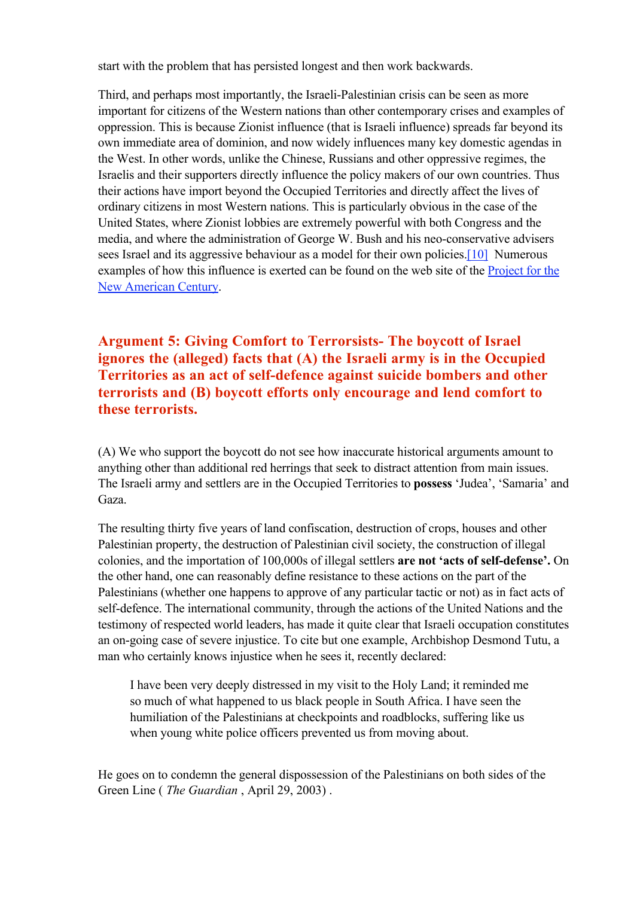start with the problem that has persisted longest and then work backwards.

Third, and perhaps most importantly, the Israeli-Palestinian crisis can be seen as more important for citizens of the Western nations than other contemporary crises and examples of oppression. This is because Zionist influence (that is Israeli influence) spreads far beyond its own immediate area of dominion, and now widely influences many key domestic agendas in the West. In other words, unlike the Chinese, Russians and other oppressive regimes, the Israelis and their supporters directly influence the policy makers of our own countries. Thus their actions have import beyond the Occupied Territories and directly affect the lives of ordinary citizens in most Western nations. This is particularly obvious in the case of the United States, where Zionist lobbies are extremely powerful with both Congress and the media, and where the administration of George W. Bush and his neo-conservative advisers sees Israel and its aggressive behaviour as a model for their own policies.[10] Numerous examples of how this influence is exerted can be found on the web site of the Project for the New American Century.

## Argument 5: Giving Comfort to Terrorsists- The boycott of Israel ignores the (alleged) facts that (A) the Israeli army is in the Occupied Territories as an act of self-defence against suicide bombers and other terrorists and (B) boycott efforts only encourage and lend comfort to these terrorists.

(A) We who support the boycott do not see how inaccurate historical arguments amount to anything other than additional red herrings that seek to distract attention from main issues. The Israeli army and settlers are in the Occupied Territories to **possess** 'Judea', 'Samaria' and Gaza.

The resulting thirty five years of land confiscation, destruction of crops, houses and other Palestinian property, the destruction of Palestinian civil society, the construction of illegal colonies, and the importation of 100,000s of illegal settlers **are not 'acts of self-defense'.** On the other hand, one can reasonably define resistance to these actions on the part of the Palestinians (whether one happens to approve of any particular tactic or not) as in fact acts of self-defence. The international community, through the actions of the United Nations and the testimony of respected world leaders, has made it quite clear that Israeli occupation constitutes an on-going case of severe injustice. To cite but one example, Archbishop Desmond Tutu, a man who certainly knows injustice when he sees it, recently declared:

> I have been very deeply distressed in my visit to the Holy Land; it reminded me so much of what happened to us black people in South Africa. I have seen the humiliation of the Palestinians at checkpoints and roadblocks, suffering like us when young white police officers prevented us from moving about.

He goes on to condemn the general dispossession of the Palestinians on both sides of the Green Line ( *The Guardian* , April 29, 2003) .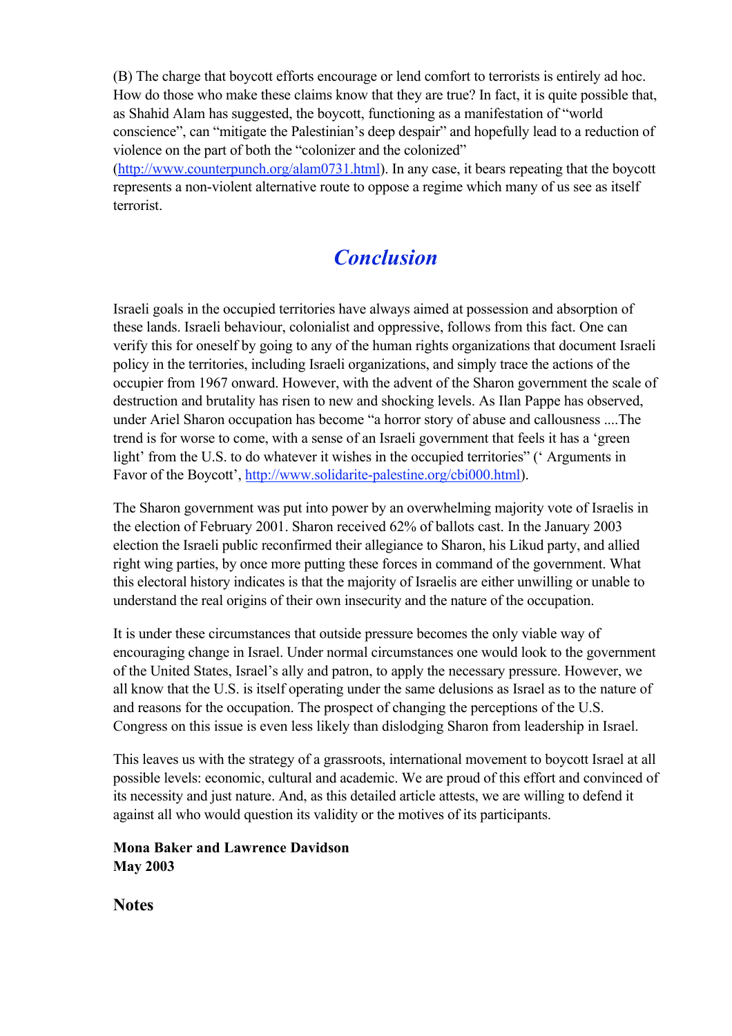(B) The charge that boycott efforts encourage or lend comfort to terrorists is entirely ad hoc. How do those who make these claims know that they are true? In fact, it is quite possible that, as Shahid Alam has suggested, the boycott, functioning as a manifestation of "world conscience", can "mitigate the Palestinian's deep despair" and hopefully lead to a reduction of violence on the part of both the "colonizer and the colonized" (http://www.counterpunch.org/alam0731.html). In any case, it bears repeating that the boycott represents a non-violent alternative route to oppose a regime which many of us see as itself terrorist.

## *Conclusion*

Israeli goals in the occupied territories have always aimed at possession and absorption of these lands. Israeli behaviour, colonialist and oppressive, follows from this fact. One can verify this for oneself by going to any of the human rights organizations that document Israeli policy in the territories, including Israeli organizations, and simply trace the actions of the occupier from 1967 onward. However, with the advent of the Sharon government the scale of destruction and brutality has risen to new and shocking levels. As Ilan Pappe has observed, under Ariel Sharon occupation has become "a horror story of abuse and callousness ....The trend is for worse to come, with a sense of an Israeli government that feels it has a 'green light' from the U.S. to do whatever it wishes in the occupied territories" (' Arguments in Favor of the Boycott', http://www.solidarite-palestine.org/cbi000.html).

The Sharon government was put into power by an overwhelming majority vote of Israelis in the election of February 2001. Sharon received 62% of ballots cast. In the January 2003 election the Israeli public reconfirmed their allegiance to Sharon, his Likud party, and allied right wing parties, by once more putting these forces in command of the government. What this electoral history indicates is that the majority of Israelis are either unwilling or unable to understand the real origins of their own insecurity and the nature of the occupation.

It is under these circumstances that outside pressure becomes the only viable way of encouraging change in Israel. Under normal circumstances one would look to the government of the United States, Israel's ally and patron, to apply the necessary pressure. However, we all know that the U.S. is itself operating under the same delusions as Israel as to the nature of and reasons for the occupation. The prospect of changing the perceptions of the U.S. Congress on this issue is even less likely than dislodging Sharon from leadership in Israel.

This leaves us with the strategy of a grassroots, international movement to boycott Israel at all possible levels: economic, cultural and academic. We are proud of this effort and convinced of its necessity and just nature. And, as this detailed article attests, we are willing to defend it against all who would question its validity or the motives of its participants.

**Mona Baker and Lawrence Davidson**
**May 2003**

### Notes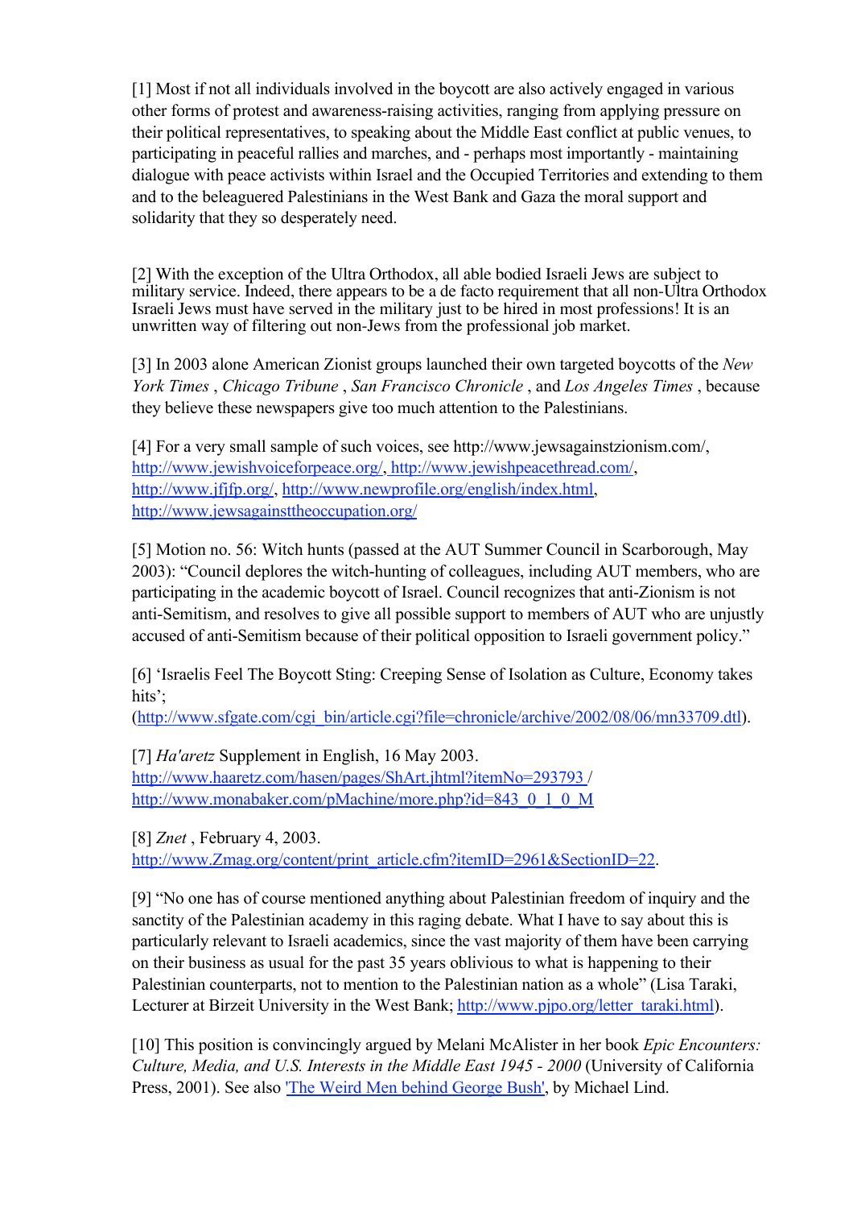[1] Most if not all individuals involved in the boycott are also actively engaged in various other forms of protest and awareness-raising activities, ranging from applying pressure on their political representatives, to speaking about the Middle East conflict at public venues, to participating in peaceful rallies and marches, and - perhaps most importantly - maintaining dialogue with peace activists within Israel and the Occupied Territories and extending to them and to the beleaguered Palestinians in the West Bank and Gaza the moral support and solidarity that they so desperately need.

[2] With the exception of the Ultra Orthodox, all able bodied Israeli Jews are subject to military service. Indeed, there appears to be a de facto requirement that all non-Ultra Orthodox Israeli Jews must have served in the military just to be hired in most professions! It is an unwritten way of filtering out non-Jews from the professional job market.

[3] In 2003 alone American Zionist groups launched their own targeted boycotts of the *New York Times* , *Chicago Tribune* , *San Francisco Chronicle* , and *Los Angeles Times* , because they believe these newspapers give too much attention to the Palestinians.

[4] For a very small sample of such voices, see http://www.jewsagainstzionism.com/, http://www.jewishvoiceforpeace.org/, http://www.jewishpeacethread.com/, http://www.jfjfp.org/, http://www.newprofile.org/english/index.html, http://www.jewsagainsttheoccupation.org/

[5] Motion no. 56: Witch hunts (passed at the AUT Summer Council in Scarborough, May 2003): "Council deplores the witch-hunting of colleagues, including AUT members, who are participating in the academic boycott of Israel. Council recognizes that anti-Zionism is not anti-Semitism, and resolves to give all possible support to members of AUT who are unjustly accused of anti-Semitism because of their political opposition to Israeli government policy."

[6] 'Israelis Feel The Boycott Sting: Creeping Sense of Isolation as Culture, Economy takes hits'; (http://www.sfgate.com/cgi_bin/article.cgi?file=chronicle/archive/2002/08/06/mn33709.dtl).

[7] *Ha'aretz* Supplement in English, 16 May 2003. http://www.haaretz.com/hasen/pages/ShArt.jhtml?itemNo=293793 / http://www.monabaker.com/pMachine/more.php?id=843_0_1_0_M

[8] *Znet* , February 4, 2003. http://www.Zmag.org/content/print_article.cfm?itemID=2961&SectionID=22.

[9] "No one has of course mentioned anything about Palestinian freedom of inquiry and the sanctity of the Palestinian academy in this raging debate. What I have to say about this is particularly relevant to Israeli academics, since the vast majority of them have been carrying on their business as usual for the past 35 years oblivious to what is happening to their Palestinian counterparts, not to mention to the Palestinian nation as a whole" (Lisa Taraki, Lecturer at Birzeit University in the West Bank; http://www.pjpo.org/letter_taraki.html).

[10] This position is convincingly argued by Melani McAlister in her book *Epic Encounters: Culture, Media, and U.S. Interests in the Middle East 1945 - 2000* (University of California Press, 2001). See also 'The Weird Men behind George Bush', by Michael Lind.